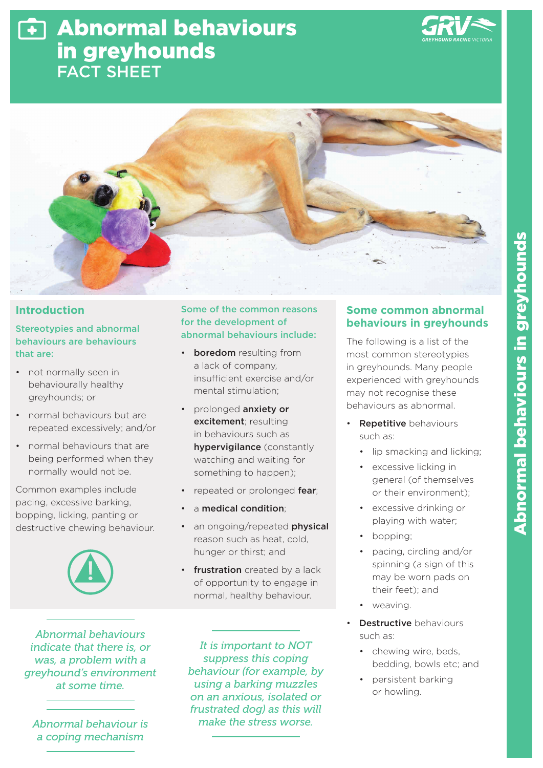# Abnormal behaviours in greyhounds
FACT SHEET

## Introduction

**Stereotypies and abnormal behaviours are behaviours that are:**

- not normally seen in behaviourally healthy greyhounds; or
- normal behaviours but are repeated excessively; and/or
- normal behaviours that are being performed when they normally would not be.

Common examples include pacing, excessive barking, bopping, licking, panting or destructive chewing behaviour.

*Abnormal behaviours indicate that there is, or was, a problem with a greyhound's environment at some time.*

*Abnormal behaviour is a coping mechanism*

**Some of the common reasons for the development of abnormal behaviours include:**

- **boredom** resulting from a lack of company, insufficient exercise and/or mental stimulation;
- prolonged **anxiety or excitement**; resulting in behaviours such as **hypervigilance** (constantly watching and waiting for something to happen);
- repeated or prolonged **fear**;
- a **medical condition**;
- an ongoing/repeated **physical** reason such as heat, cold, hunger or thirst; and
- **frustration** created by a lack of opportunity to engage in normal, healthy behaviour.

*It is important to NOT suppress this coping behaviour (for example, by using a barking muzzles on an anxious, isolated or frustrated dog) as this will make the stress worse.*

## Some common abnormal behaviours in greyhounds

The following is a list of the most common stereotypies in greyhounds. Many people experienced with greyhounds may not recognise these behaviours as abnormal.

- **Repetitive** behaviours such as:
  - lip smacking and licking;
  - excessive licking in general (of themselves or their environment);
  - excessive drinking or playing with water;
  - bopping;
  - pacing, circling and/or spinning (a sign of this may be worn pads on their feet); and
  - weaving.
- **Destructive** behaviours such as:
  - chewing wire, beds, bedding, bowls etc; and
  - persistent barking or howling.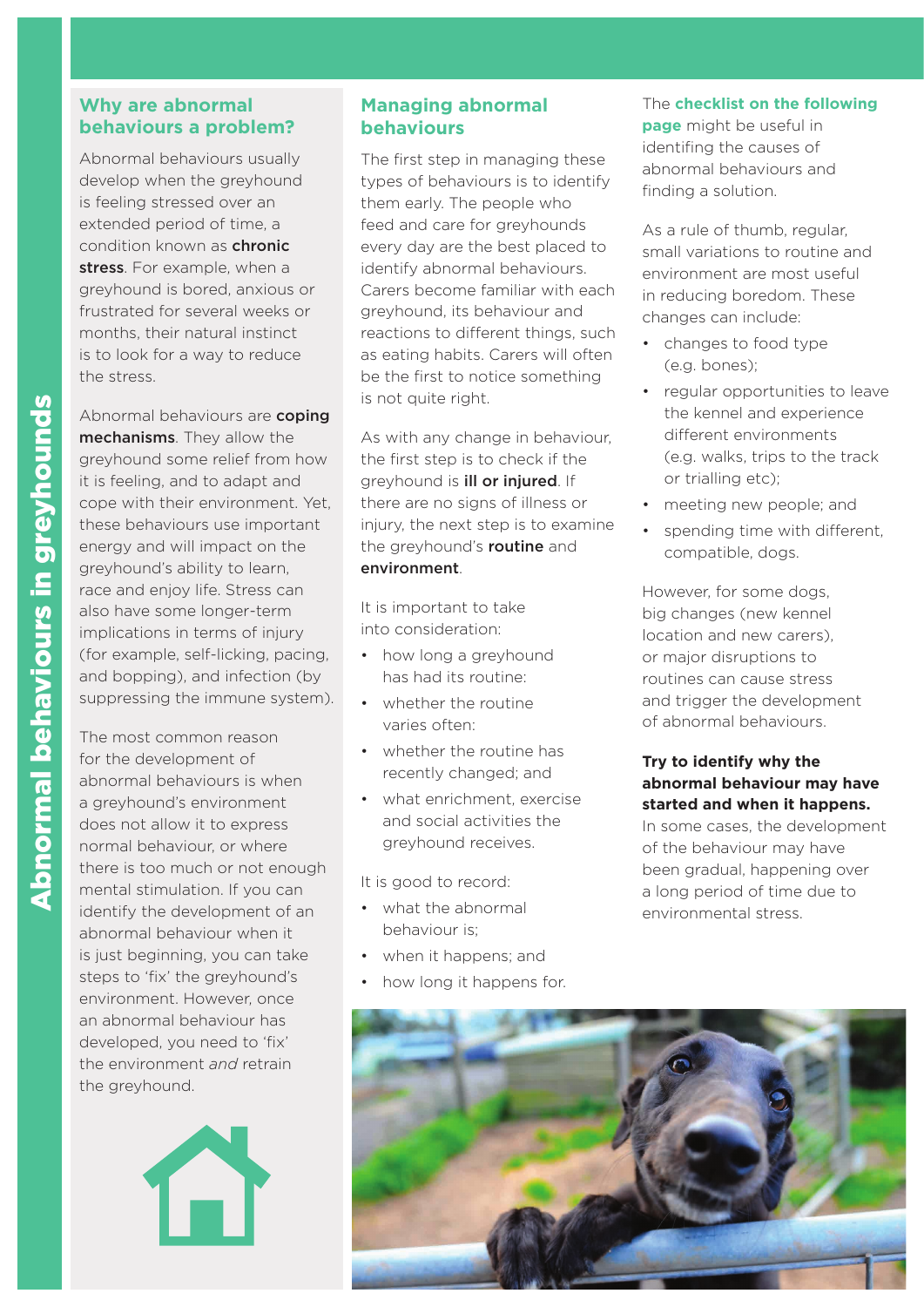## Why are abnormal behaviours a problem?

Abnormal behaviours usually develop when the greyhound is feeling stressed over an extended period of time, a condition known as **chronic stress**. For example, when a greyhound is bored, anxious or frustrated for several weeks or months, their natural instinct is to look for a way to reduce the stress.

Abnormal behaviours are **coping mechanisms**. They allow the greyhound some relief from how it is feeling, and to adapt and cope with their environment. Yet, these behaviours use important energy and will impact on the greyhound's ability to learn, race and enjoy life. Stress can also have some longer-term implications in terms of injury (for example, self-licking, pacing, and bopping), and infection (by suppressing the immune system).

The most common reason for the development of abnormal behaviours is when a greyhound's environment does not allow it to express normal behaviour, or where there is too much or not enough mental stimulation. If you can identify the development of an abnormal behaviour when it is just beginning, you can take steps to 'fix' the greyhound's environment. However, once an abnormal behaviour has developed, you need to 'fix' the environment *and* retrain the greyhound.

## Managing abnormal behaviours

The first step in managing these types of behaviours is to identify them early. The people who feed and care for greyhounds every day are the best placed to identify abnormal behaviours. Carers become familiar with each greyhound, its behaviour and reactions to different things, such as eating habits. Carers will often be the first to notice something is not quite right.

As with any change in behaviour, the first step is to check if the greyhound is **ill or injured**. If there are no signs of illness or injury, the next step is to examine the greyhound's **routine** and **environment**.

It is important to take into consideration:

- how long a greyhound has had its routine:
- whether the routine varies often:
- whether the routine has recently changed; and
- what enrichment, exercise and social activities the greyhound receives.

It is good to record:

- what the abnormal behaviour is;
- when it happens; and
- how long it happens for.

The **checklist on the following page** might be useful in identifing the causes of abnormal behaviours and finding a solution.

As a rule of thumb, regular, small variations to routine and environment are most useful in reducing boredom. These changes can include:

- changes to food type (e.g. bones);
- regular opportunities to leave the kennel and experience different environments (e.g. walks, trips to the track or trialling etc);
- meeting new people; and
- spending time with different, compatible, dogs.

However, for some dogs, big changes (new kennel location and new carers), or major disruptions to routines can cause stress and trigger the development of abnormal behaviours.

**Try to identify why the abnormal behaviour may have started and when it happens.** In some cases, the development of the behaviour may have been gradual, happening over a long period of time due to environmental stress.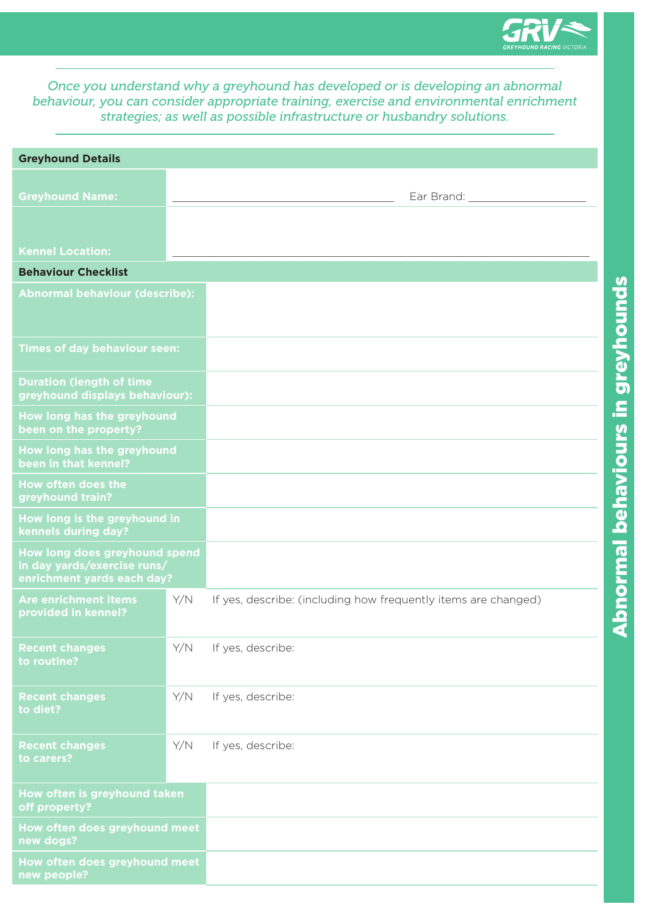*Once you understand why a greyhound has developed or is developing an abnormal behaviour, you can consider appropriate training, exercise and environmental enrichment strategies; as well as possible infrastructure or husbandry solutions.*

| **Greyhound Details** | | |
|---|---|---|
| **Greyhound Name:** | ____________________ Ear Brand: ____________ | |
| **Kennel Location:** | ____________________ | |

| **Behaviour Checklist** | | |
|---|---|---|
| **Abnormal behaviour (describe):** | | |
| **Times of day behaviour seen:** | | |
| **Duration (length of time greyhound displays behaviour):** | | |
| **How long has the greyhound been on the property?** | | |
| **How long has the greyhound been in that kennel?** | | |
| **How often does the greyhound train?** | | |
| **How long is the greyhound in kennels during day?** | | |
| **How long does greyhound spend in day yards/exercise runs/ enrichment yards each day?** | | |
| **Are enrichment items provided in kennel?** | Y/N | If yes, describe: (including how frequently items are changed) |
| **Recent changes to routine?** | Y/N | If yes, describe: |
| **Recent changes to diet?** | Y/N | If yes, describe: |
| **Recent changes to carers?** | Y/N | If yes, describe: |
| **How often is greyhound taken off property?** | | |
| **How often does greyhound meet new dogs?** | | |
| **How often does greyhound meet new people?** | | |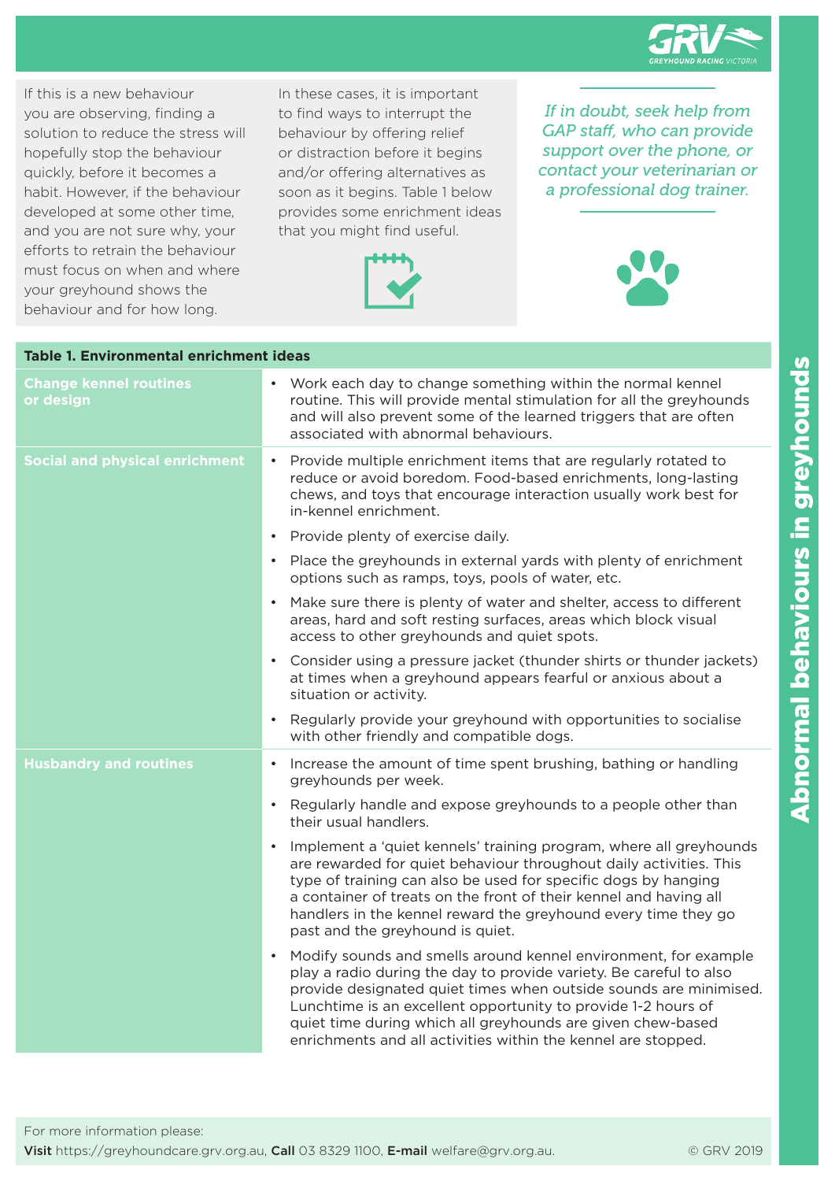If this is a new behaviour you are observing, finding a solution to reduce the stress will hopefully stop the behaviour quickly, before it becomes a habit. However, if the behaviour developed at some other time, and you are not sure why, your efforts to retrain the behaviour must focus on when and where your greyhound shows the behaviour and for how long.

In these cases, it is important to find ways to interrupt the behaviour by offering relief or distraction before it begins and/or offering alternatives as soon as it begins. Table 1 below provides some enrichment ideas that you might find useful.

*If in doubt, seek help from GAP staff, who can provide support over the phone, or contact your veterinarian or a professional dog trainer.*

**Table 1. Environmental enrichment ideas**

| | |
|---|---|
| **Change kennel routines or design** | • Work each day to change something within the normal kennel routine. This will provide mental stimulation for all the greyhounds and will also prevent some of the learned triggers that are often associated with abnormal behaviours. |
| **Social and physical enrichment** | • Provide multiple enrichment items that are regularly rotated to reduce or avoid boredom. Food-based enrichments, long-lasting chews, and toys that encourage interaction usually work best for in-kennel enrichment. |
| | • Provide plenty of exercise daily. |
| | • Place the greyhounds in external yards with plenty of enrichment options such as ramps, toys, pools of water, etc. |
| | • Make sure there is plenty of water and shelter, access to different areas, hard and soft resting surfaces, areas which block visual access to other greyhounds and quiet spots. |
| | • Consider using a pressure jacket (thunder shirts or thunder jackets) at times when a greyhound appears fearful or anxious about a situation or activity. |
| | • Regularly provide your greyhound with opportunities to socialise with other friendly and compatible dogs. |
| **Husbandry and routines** | • Increase the amount of time spent brushing, bathing or handling greyhounds per week. |
| | • Regularly handle and expose greyhounds to a people other than their usual handlers. |
| | • Implement a 'quiet kennels' training program, where all greyhounds are rewarded for quiet behaviour throughout daily activities. This type of training can also be used for specific dogs by hanging a container of treats on the front of their kennel and having all handlers in the kennel reward the greyhound every time they go past and the greyhound is quiet. |
| | • Modify sounds and smells around kennel environment, for example play a radio during the day to provide variety. Be careful to also provide designated quiet times when outside sounds are minimised. Lunchtime is an excellent opportunity to provide 1-2 hours of quiet time during which all greyhounds are given chew-based enrichments and all activities within the kennel are stopped. |

For more information please:
**Visit** https://greyhoundcare.grv.org.au, **Call** 03 8329 1100, **E-mail** welfare@grv.org.au.

© GRV 2019